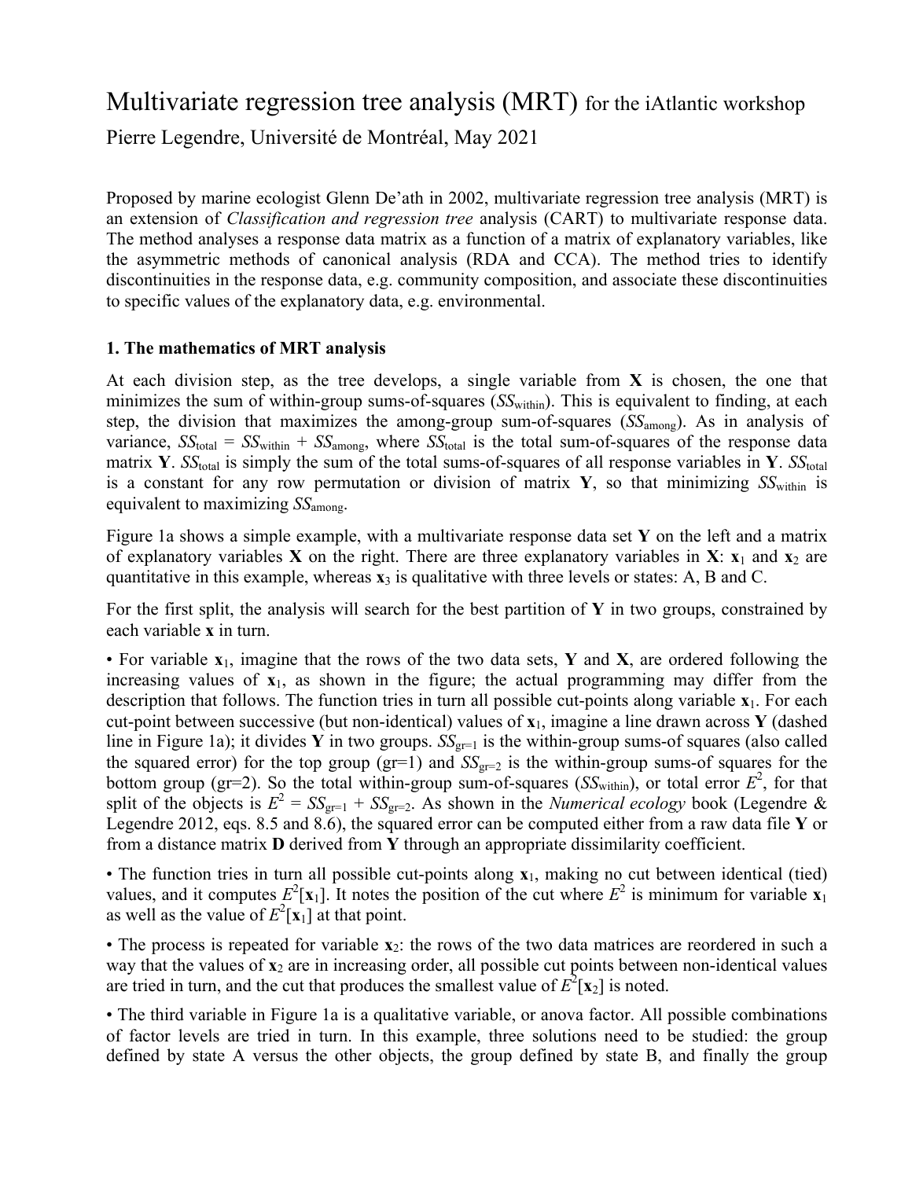# Multivariate regression tree analysis (MRT) for the iAtlantic workshop

Pierre Legendre, Université de Montréal, May 2021

Proposed by marine ecologist Glenn De'ath in 2002, multivariate regression tree analysis (MRT) is an extension of *Classification and regression tree* analysis (CART) to multivariate response data. The method analyses a response data matrix as a function of a matrix of explanatory variables, like the asymmetric methods of canonical analysis (RDA and CCA). The method tries to identify discontinuities in the response data, e.g. community composition, and associate these discontinuities to specific values of the explanatory data, e.g. environmental.

**1. The mathematics of MRT analysis**

At each division step, as the tree develops, a single variable from **X** is chosen, the one that minimizes the sum of within-group sums-of-squares ($SS_{\text{within}}$). This is equivalent to finding, at each step, the division that maximizes the among-group sum-of-squares ($SS_{\text{among}}$). As in analysis of variance, $SS_{\text{total}} = SS_{\text{within}} + SS_{\text{among}}$, where $SS_{\text{total}}$ is the total sum-of-squares of the response data matrix **Y**. $SS_{\text{total}}$ is simply the sum of the total sums-of-squares of all response variables in **Y**. $SS_{\text{total}}$ is a constant for any row permutation or division of matrix **Y**, so that minimizing $SS_{\text{within}}$ is equivalent to maximizing $SS_{\text{among}}$.

Figure 1a shows a simple example, with a multivariate response data set **Y** on the left and a matrix of explanatory variables **X** on the right. There are three explanatory variables in **X**: $\mathbf{x}_1$ and $\mathbf{x}_2$ are quantitative in this example, whereas $\mathbf{x}_3$ is qualitative with three levels or states: A, B and C.

For the first split, the analysis will search for the best partition of **Y** in two groups, constrained by each variable **x** in turn.

• For variable $\mathbf{x}_1$, imagine that the rows of the two data sets, **Y** and **X**, are ordered following the increasing values of $\mathbf{x}_1$, as shown in the figure; the actual programming may differ from the description that follows. The function tries in turn all possible cut-points along variable $\mathbf{x}_1$. For each cut-point between successive (but non-identical) values of $\mathbf{x}_1$, imagine a line drawn across **Y** (dashed line in Figure 1a); it divides **Y** in two groups. $SS_{\text{gr=1}}$ is the within-group sums-of squares (also called the squared error) for the top group (gr=1) and $SS_{\text{gr=2}}$ is the within-group sums-of squares for the bottom group (gr=2). So the total within-group sum-of-squares ($SS_{\text{within}}$), or total error $E^2$, for that split of the objects is $E^2 = SS_{\text{gr=1}} + SS_{\text{gr=2}}$. As shown in the *Numerical ecology* book (Legendre & Legendre 2012, eqs. 8.5 and 8.6), the squared error can be computed either from a raw data file **Y** or from a distance matrix **D** derived from **Y** through an appropriate dissimilarity coefficient.

• The function tries in turn all possible cut-points along $\mathbf{x}_1$, making no cut between identical (tied) values, and it computes $E^2[\mathbf{x}_1]$. It notes the position of the cut where $E^2$ is minimum for variable $\mathbf{x}_1$ as well as the value of $E^2[\mathbf{x}_1]$ at that point.

• The process is repeated for variable $\mathbf{x}_2$: the rows of the two data matrices are reordered in such a way that the values of $\mathbf{x}_2$ are in increasing order, all possible cut points between non-identical values are tried in turn, and the cut that produces the smallest value of $E^2[\mathbf{x}_2]$ is noted.

• The third variable in Figure 1a is a qualitative variable, or anova factor. All possible combinations of factor levels are tried in turn. In this example, three solutions need to be studied: the group defined by state A versus the other objects, the group defined by state B, and finally the group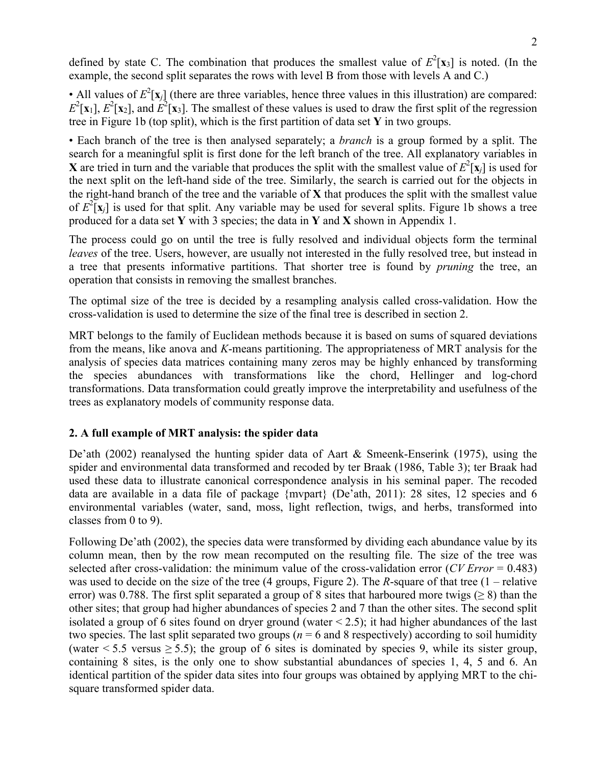defined by state C. The combination that produces the smallest value of $E^2[\mathbf{x}_3]$ is noted. (In the example, the second split separates the rows with level B from those with levels A and C.)

• All values of $E^2[\mathbf{x}_j]$ (there are three variables, hence three values in this illustration) are compared: $E^2[\mathbf{x}_1]$, $E^2[\mathbf{x}_2]$, and $E^2[\mathbf{x}_3]$. The smallest of these values is used to draw the first split of the regression tree in Figure 1b (top split), which is the first partition of data set **Y** in two groups.

• Each branch of the tree is then analysed separately; a *branch* is a group formed by a split. The search for a meaningful split is first done for the left branch of the tree. All explanatory variables in **X** are tried in turn and the variable that produces the split with the smallest value of $E^2[\mathbf{x}_j]$ is used for the next split on the left-hand side of the tree. Similarly, the search is carried out for the objects in the right-hand branch of the tree and the variable of **X** that produces the split with the smallest value of $E^2[\mathbf{x}_j]$ is used for that split. Any variable may be used for several splits. Figure 1b shows a tree produced for a data set **Y** with 3 species; the data in **Y** and **X** shown in Appendix 1.

The process could go on until the tree is fully resolved and individual objects form the terminal *leaves* of the tree. Users, however, are usually not interested in the fully resolved tree, but instead in a tree that presents informative partitions. That shorter tree is found by *pruning* the tree, an operation that consists in removing the smallest branches.

The optimal size of the tree is decided by a resampling analysis called cross-validation. How the cross-validation is used to determine the size of the final tree is described in section 2.

MRT belongs to the family of Euclidean methods because it is based on sums of squared deviations from the means, like anova and *K*-means partitioning. The appropriateness of MRT analysis for the analysis of species data matrices containing many zeros may be highly enhanced by transforming the species abundances with transformations like the chord, Hellinger and log-chord transformations. Data transformation could greatly improve the interpretability and usefulness of the trees as explanatory models of community response data.

## 2. A full example of MRT analysis: the spider data

De'ath (2002) reanalysed the hunting spider data of Aart & Smeenk-Enserink (1975), using the spider and environmental data transformed and recoded by ter Braak (1986, Table 3); ter Braak had used these data to illustrate canonical correspondence analysis in his seminal paper. The recoded data are available in a data file of package {mvpart} (De'ath, 2011): 28 sites, 12 species and 6 environmental variables (water, sand, moss, light reflection, twigs, and herbs, transformed into classes from 0 to 9).

Following De'ath (2002), the species data were transformed by dividing each abundance value by its column mean, then by the row mean recomputed on the resulting file. The size of the tree was selected after cross-validation: the minimum value of the cross-validation error (*CV Error* = 0.483) was used to decide on the size of the tree (4 groups, Figure 2). The *R*-square of that tree (1 – relative error) was 0.788. The first split separated a group of 8 sites that harboured more twigs ($\geq 8$) than the other sites; that group had higher abundances of species 2 and 7 than the other sites. The second split isolated a group of 6 sites found on dryer ground (water $< 2.5$); it had higher abundances of the last two species. The last split separated two groups ($n = 6$ and 8 respectively) according to soil humidity (water $< 5.5$ versus $\geq 5.5$); the group of 6 sites is dominated by species 9, while its sister group, containing 8 sites, is the only one to show substantial abundances of species 1, 4, 5 and 6. An identical partition of the spider data sites into four groups was obtained by applying MRT to the chi-square transformed spider data.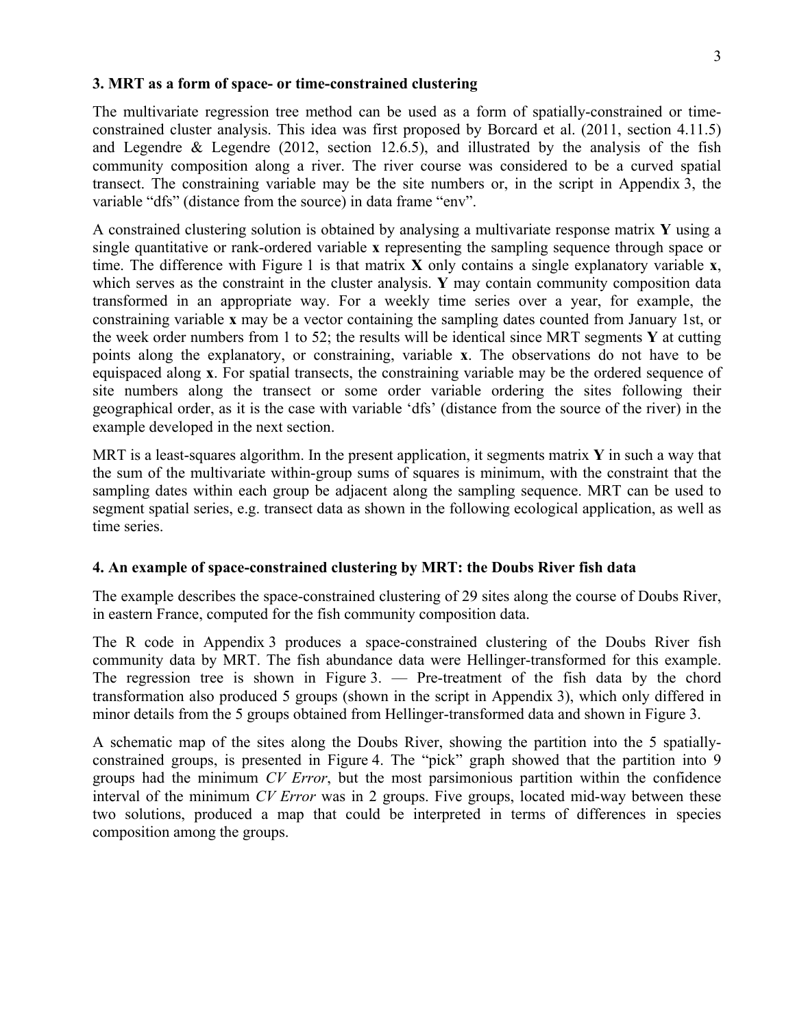### 3. MRT as a form of space- or time-constrained clustering

The multivariate regression tree method can be used as a form of spatially-constrained or time-constrained cluster analysis. This idea was first proposed by Borcard et al. (2011, section 4.11.5) and Legendre & Legendre (2012, section 12.6.5), and illustrated by the analysis of the fish community composition along a river. The river course was considered to be a curved spatial transect. The constraining variable may be the site numbers or, in the script in Appendix 3, the variable "dfs" (distance from the source) in data frame "env".

A constrained clustering solution is obtained by analysing a multivariate response matrix **Y** using a single quantitative or rank-ordered variable **x** representing the sampling sequence through space or time. The difference with Figure 1 is that matrix **X** only contains a single explanatory variable **x**, which serves as the constraint in the cluster analysis. **Y** may contain community composition data transformed in an appropriate way. For a weekly time series over a year, for example, the constraining variable **x** may be a vector containing the sampling dates counted from January 1st, or the week order numbers from 1 to 52; the results will be identical since MRT segments **Y** at cutting points along the explanatory, or constraining, variable **x**. The observations do not have to be equispaced along **x**. For spatial transects, the constraining variable may be the ordered sequence of site numbers along the transect or some order variable ordering the sites following their geographical order, as it is the case with variable 'dfs' (distance from the source of the river) in the example developed in the next section.

MRT is a least-squares algorithm. In the present application, it segments matrix **Y** in such a way that the sum of the multivariate within-group sums of squares is minimum, with the constraint that the sampling dates within each group be adjacent along the sampling sequence. MRT can be used to segment spatial series, e.g. transect data as shown in the following ecological application, as well as time series.

### 4. An example of space-constrained clustering by MRT: the Doubs River fish data

The example describes the space-constrained clustering of 29 sites along the course of Doubs River, in eastern France, computed for the fish community composition data.

The R code in Appendix 3 produces a space-constrained clustering of the Doubs River fish community data by MRT. The fish abundance data were Hellinger-transformed for this example. The regression tree is shown in Figure 3. — Pre-treatment of the fish data by the chord transformation also produced 5 groups (shown in the script in Appendix 3), which only differed in minor details from the 5 groups obtained from Hellinger-transformed data and shown in Figure 3.

A schematic map of the sites along the Doubs River, showing the partition into the 5 spatially-constrained groups, is presented in Figure 4. The "pick" graph showed that the partition into 9 groups had the minimum *CV Error*, but the most parsimonious partition within the confidence interval of the minimum *CV Error* was in 2 groups. Five groups, located mid-way between these two solutions, produced a map that could be interpreted in terms of differences in species composition among the groups.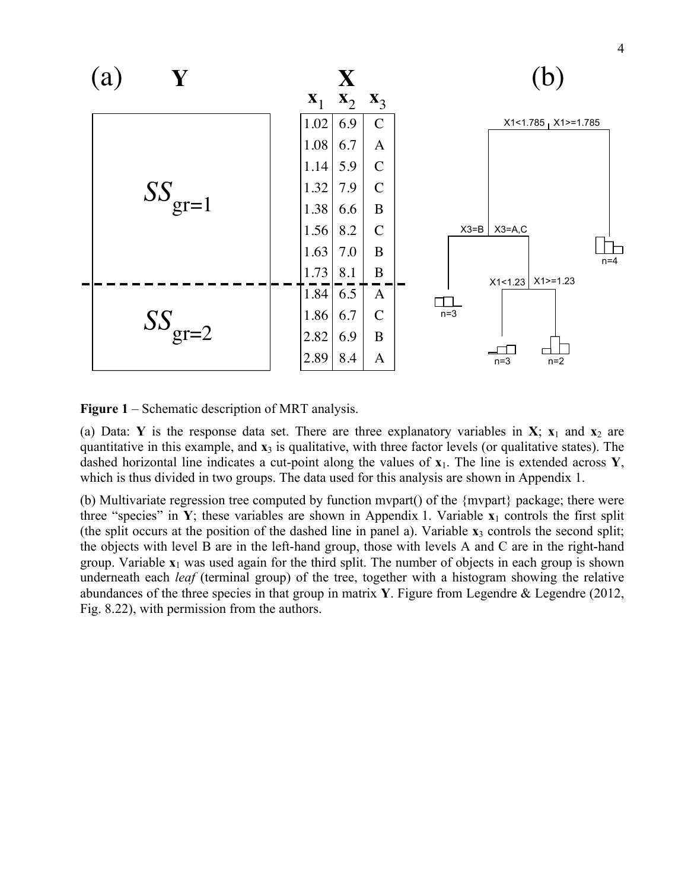| $\mathbf{x}_1$ | $\mathbf{x}_2$ | $\mathbf{x}_3$ |
|---|---|---|
| 1.02 | 6.9 | C |
| 1.08 | 6.7 | A |
| 1.14 | 5.9 | C |
| 1.32 | 7.9 | C |
| 1.38 | 6.6 | B |
| 1.56 | 8.2 | C |
| 1.63 | 7.0 | B |
| 1.73 | 8.1 | B |
| 1.84 | 6.5 | A |
| 1.86 | 6.7 | C |
| 2.82 | 6.9 | B |
| 2.89 | 8.4 | A |

**Figure 1** – Schematic description of MRT analysis.

(a) Data: **Y** is the response data set. There are three explanatory variables in **X**; $\mathbf{x}_1$ and $\mathbf{x}_2$ are quantitative in this example, and $\mathbf{x}_3$ is qualitative, with three factor levels (or qualitative states). The dashed horizontal line indicates a cut-point along the values of $\mathbf{x}_1$. The line is extended across **Y**, which is thus divided in two groups. The data used for this analysis are shown in Appendix 1.

(b) Multivariate regression tree computed by function mvpart() of the {mvpart} package; there were three "species" in **Y**; these variables are shown in Appendix 1. Variable $\mathbf{x}_1$ controls the first split (the split occurs at the position of the dashed line in panel a). Variable $\mathbf{x}_3$ controls the second split; the objects with level B are in the left-hand group, those with levels A and C are in the right-hand group. Variable $\mathbf{x}_1$ was used again for the third split. The number of objects in each group is shown underneath each *leaf* (terminal group) of the tree, together with a histogram showing the relative abundances of the three species in that group in matrix **Y**. Figure from Legendre & Legendre (2012, Fig. 8.22), with permission from the authors.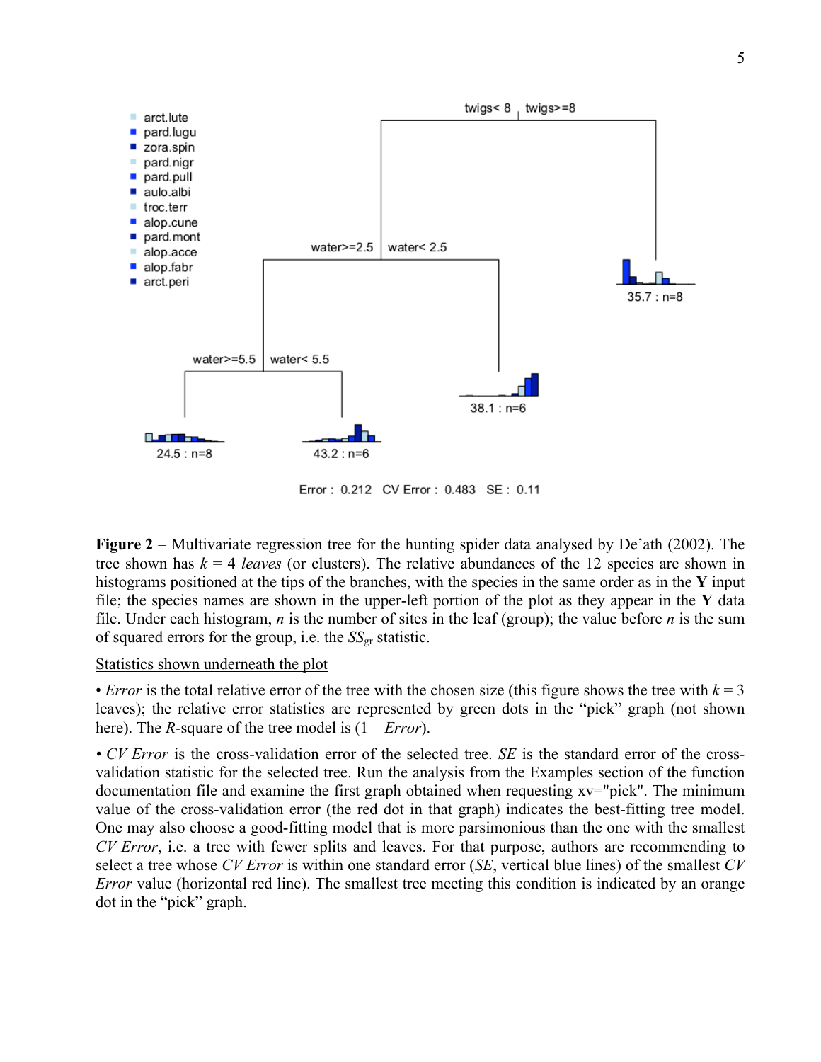**Figure 2** – Multivariate regression tree for the hunting spider data analysed by De'ath (2002). The tree shown has $k$ = 4 *leaves* (or clusters). The relative abundances of the 12 species are shown in histograms positioned at the tips of the branches, with the species in the same order as in the **Y** input file; the species names are shown in the upper-left portion of the plot as they appear in the **Y** data file. Under each histogram, $n$ is the number of sites in the leaf (group); the value before $n$ is the sum of squared errors for the group, i.e. the $SS_{gr}$ statistic.

Statistics shown underneath the plot

• *Error* is the total relative error of the tree with the chosen size (this figure shows the tree with $k$ = 3 leaves); the relative error statistics are represented by green dots in the "pick" graph (not shown here). The $R$-square of the tree model is (1 – *Error*).

• *CV Error* is the cross-validation error of the selected tree. *SE* is the standard error of the cross-validation statistic for the selected tree. Run the analysis from the Examples section of the function documentation file and examine the first graph obtained when requesting xv="pick". The minimum value of the cross-validation error (the red dot in that graph) indicates the best-fitting tree model. One may also choose a good-fitting model that is more parsimonious than the one with the smallest *CV Error*, i.e. a tree with fewer splits and leaves. For that purpose, authors are recommending to select a tree whose *CV Error* is within one standard error (*SE*, vertical blue lines) of the smallest *CV Error* value (horizontal red line). The smallest tree meeting this condition is indicated by an orange dot in the "pick" graph.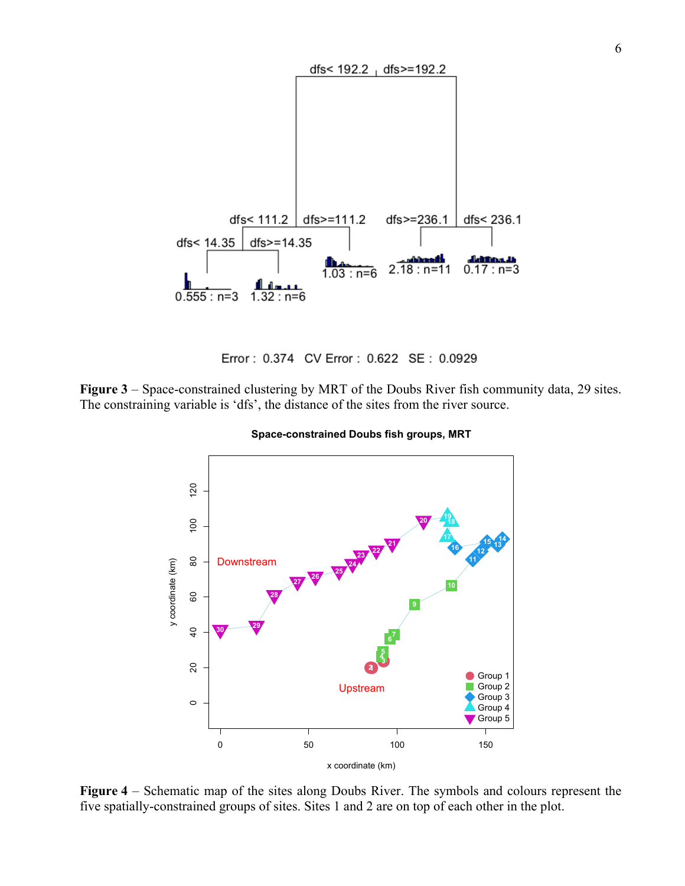**Figure 3** – Space-constrained clustering by MRT of the Doubs River fish community data, 29 sites. The constraining variable is 'dfs', the distance of the sites from the river source.

**Figure 4** – Schematic map of the sites along Doubs River. The symbols and colours represent the five spatially-constrained groups of sites. Sites 1 and 2 are on top of each other in the plot.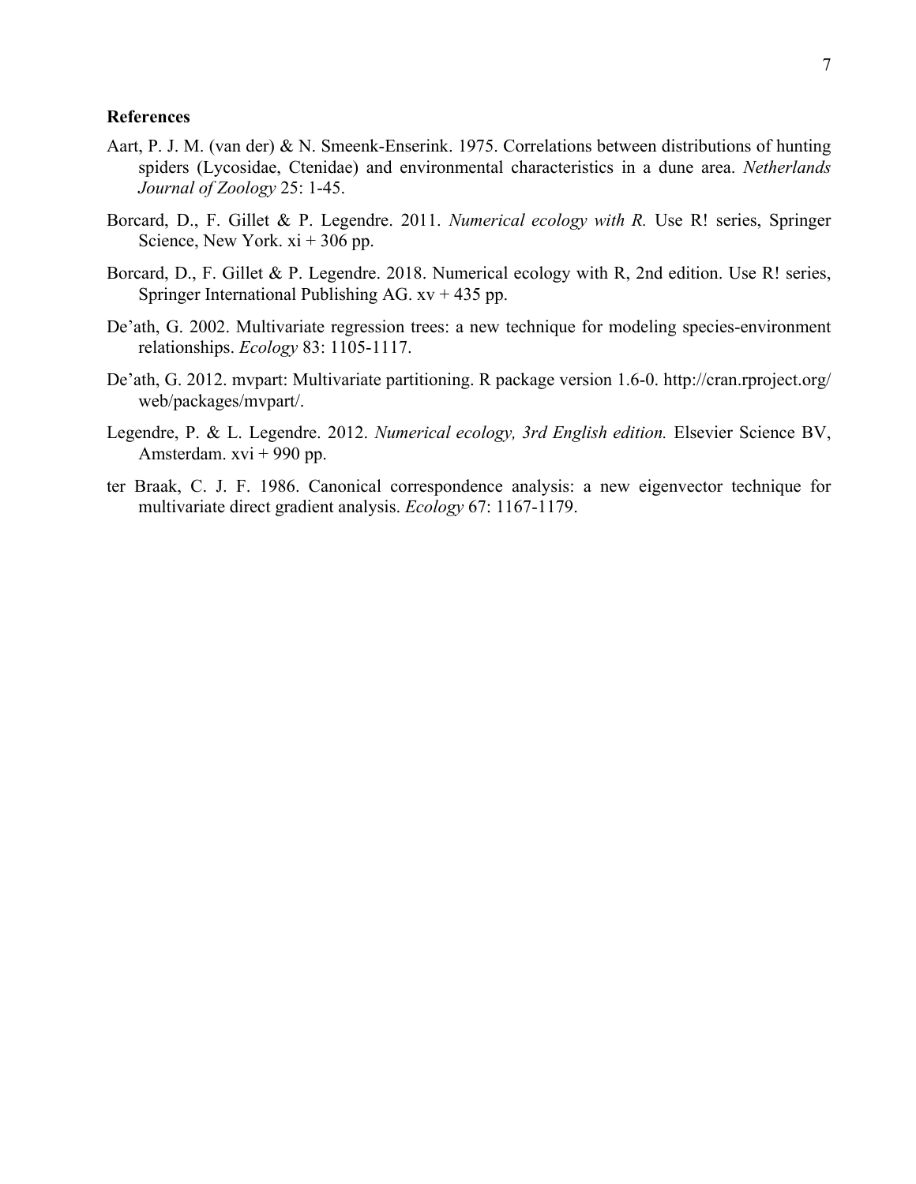**References**

Aart, P. J. M. (van der) & N. Smeenk-Enserink. 1975. Correlations between distributions of hunting spiders (Lycosidae, Ctenidae) and environmental characteristics in a dune area. *Netherlands Journal of Zoology* 25: 1-45.

Borcard, D., F. Gillet & P. Legendre. 2011. *Numerical ecology with R.* Use R! series, Springer Science, New York. xi + 306 pp.

Borcard, D., F. Gillet & P. Legendre. 2018. Numerical ecology with R, 2nd edition. Use R! series, Springer International Publishing AG. xv + 435 pp.

De'ath, G. 2002. Multivariate regression trees: a new technique for modeling species-environment relationships. *Ecology* 83: 1105-1117.

De'ath, G. 2012. mvpart: Multivariate partitioning. R package version 1.6-0. http://cran.rproject.org/web/packages/mvpart/.

Legendre, P. & L. Legendre. 2012. *Numerical ecology, 3rd English edition.* Elsevier Science BV, Amsterdam. xvi + 990 pp.

ter Braak, C. J. F. 1986. Canonical correspondence analysis: a new eigenvector technique for multivariate direct gradient analysis. *Ecology* 67: 1167-1179.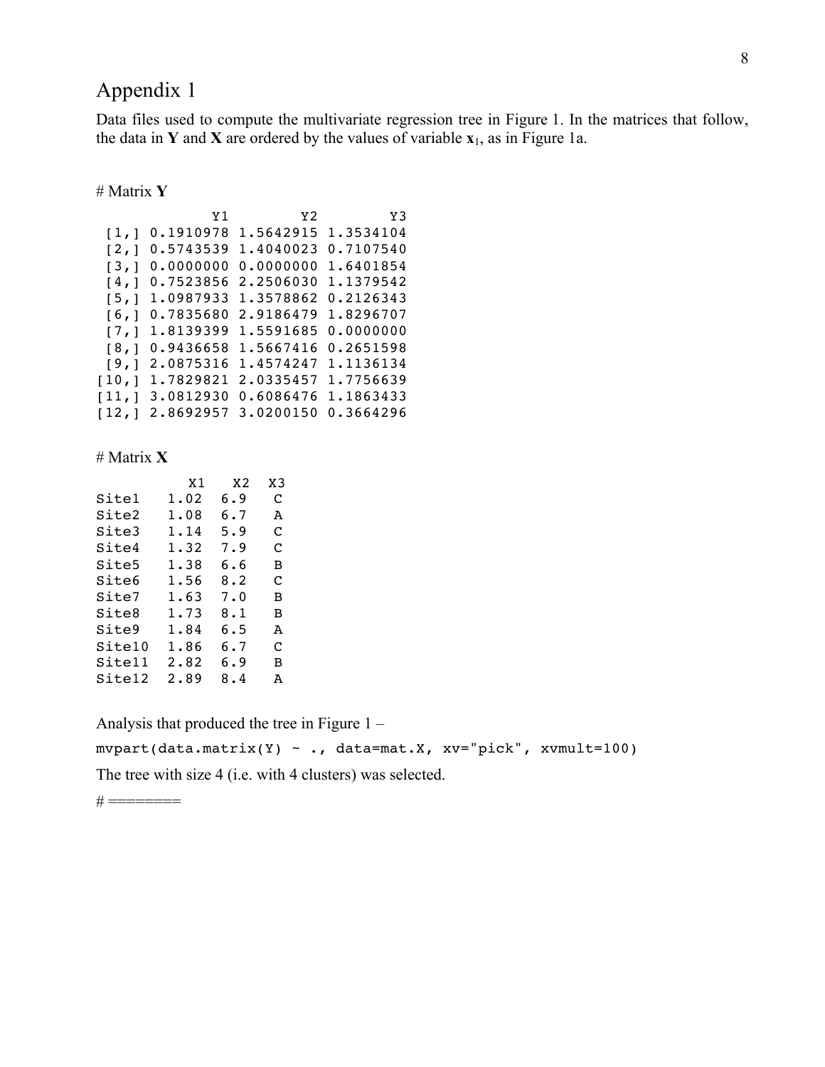# Appendix 1

Data files used to compute the multivariate regression tree in Figure 1. In the matrices that follow, the data in **Y** and **X** are ordered by the values of variable $\mathbf{x}_1$, as in Figure 1a.

# Matrix **Y**

```
             Y1        Y2        Y3
 [1,] 0.1910978 1.5642915 1.3534104
 [2,] 0.5743539 1.4040023 0.7107540
 [3,] 0.0000000 0.0000000 1.6401854
 [4,] 0.7523856 2.2506030 1.1379542
 [5,] 1.0987933 1.3578862 0.2126343
 [6,] 0.7835680 2.9186479 1.8296707
 [7,] 1.8139399 1.5591685 0.0000000
 [8,] 0.9436658 1.5667416 0.2651598
 [9,] 2.0875316 1.4574247 1.1136134
[10,] 1.7829821 2.0335457 1.7756639
[11,] 3.0812930 0.6086476 1.1863433
[12,] 2.8692957 3.0200150 0.3664296
```

# Matrix **X**

```
         X1   X2  X3
Site1   1.02  6.9  C
Site2   1.08  6.7  A
Site3   1.14  5.9  C
Site4   1.32  7.9  C
Site5   1.38  6.6  B
Site6   1.56  8.2  C
Site7   1.63  7.0  B
Site8   1.73  8.1  B
Site9   1.84  6.5  A
Site10  1.86  6.7  C
Site11  2.82  6.9  B
Site12  2.89  8.4  A
```

Analysis that produced the tree in Figure 1 –

```
mvpart(data.matrix(Y) ~ ., data=mat.X, xv="pick", xvmult=100)
```

The tree with size 4 (i.e. with 4 clusters) was selected.

# ========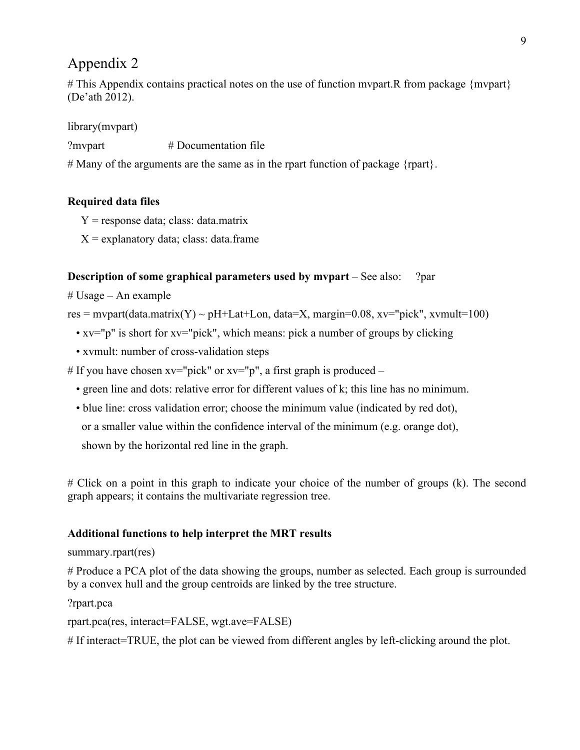# Appendix 2

# This Appendix contains practical notes on the use of function mvpart.R from package {mvpart} (De'ath 2012).

library(mvpart)

?mvpart # Documentation file

# Many of the arguments are the same as in the rpart function of package {rpart}.

**Required data files**

Y = response data; class: data.matrix

X = explanatory data; class: data.frame

**Description of some graphical parameters used by mvpart** – See also: ?par

# Usage – An example

res = mvpart(data.matrix(Y) ~ pH+Lat+Lon, data=X, margin=0.08, xv="pick", xvmult=100)

- xv="p" is short for xv="pick", which means: pick a number of groups by clicking
- xvmult: number of cross-validation steps

# If you have chosen xv="pick" or xv="p", a first graph is produced –

- green line and dots: relative error for different values of k; this line has no minimum.
- blue line: cross validation error; choose the minimum value (indicated by red dot), or a smaller value within the confidence interval of the minimum (e.g. orange dot), shown by the horizontal red line in the graph.

# Click on a point in this graph to indicate your choice of the number of groups (k). The second graph appears; it contains the multivariate regression tree.

**Additional functions to help interpret the MRT results**

summary.rpart(res)

# Produce a PCA plot of the data showing the groups, number as selected. Each group is surrounded by a convex hull and the group centroids are linked by the tree structure.

?rpart.pca

rpart.pca(res, interact=FALSE, wgt.ave=FALSE)

# If interact=TRUE, the plot can be viewed from different angles by left-clicking around the plot.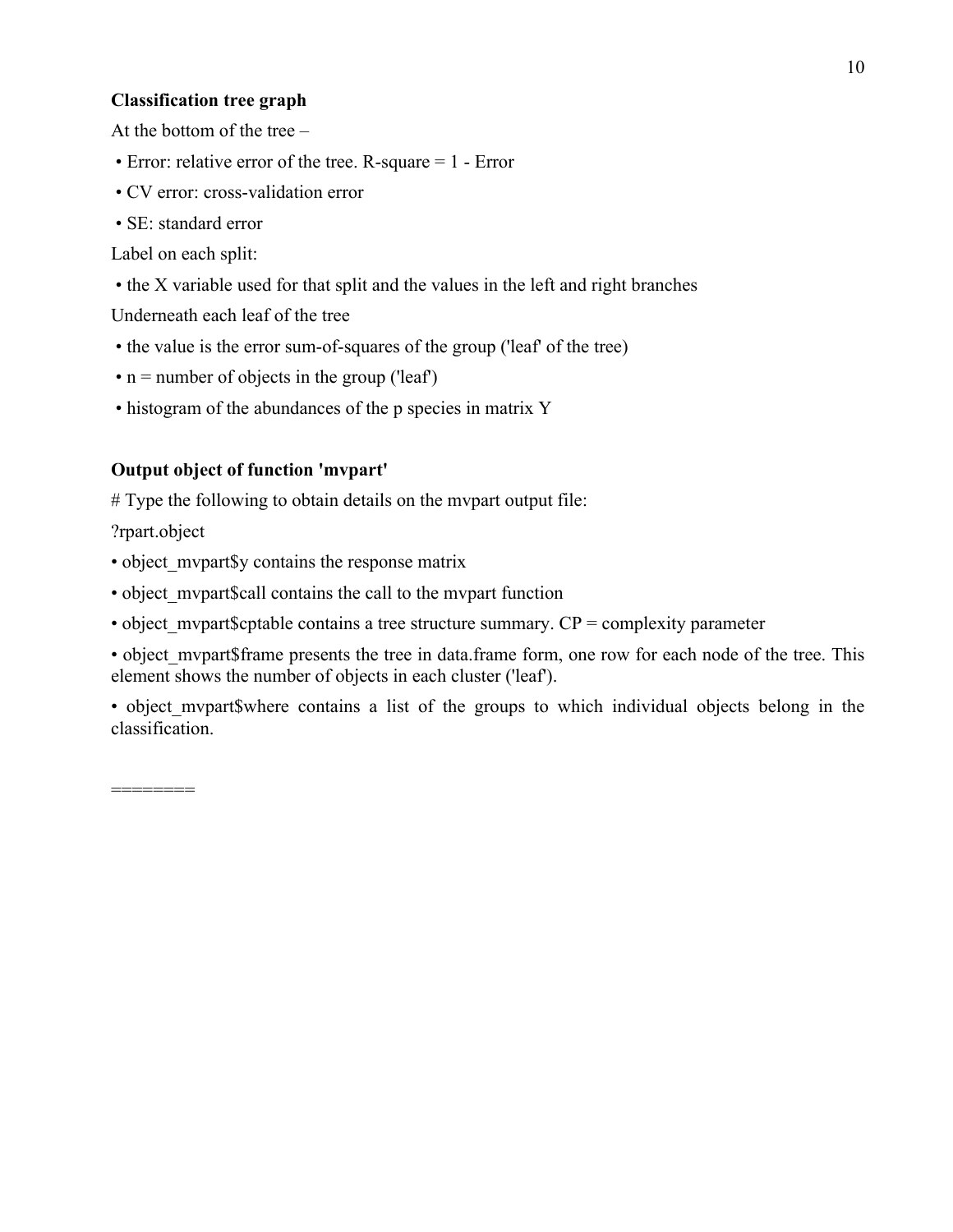**Classification tree graph**

At the bottom of the tree –

- Error: relative error of the tree. R-square = 1 - Error
- CV error: cross-validation error
- SE: standard error

Label on each split:

- the X variable used for that split and the values in the left and right branches

Underneath each leaf of the tree

- the value is the error sum-of-squares of the group ('leaf' of the tree)
- n = number of objects in the group ('leaf')
- histogram of the abundances of the p species in matrix Y

**Output object of function 'mvpart'**

# Type the following to obtain details on the mvpart output file:

?rpart.object

- object_mvpart$y contains the response matrix
- object_mvpart$call contains the call to the mvpart function
- object_mvpart$cptable contains a tree structure summary. CP = complexity parameter
- object_mvpart$frame presents the tree in data.frame form, one row for each node of the tree. This element shows the number of objects in each cluster ('leaf').
- object_mvpart$where contains a list of the groups to which individual objects belong in the classification.

========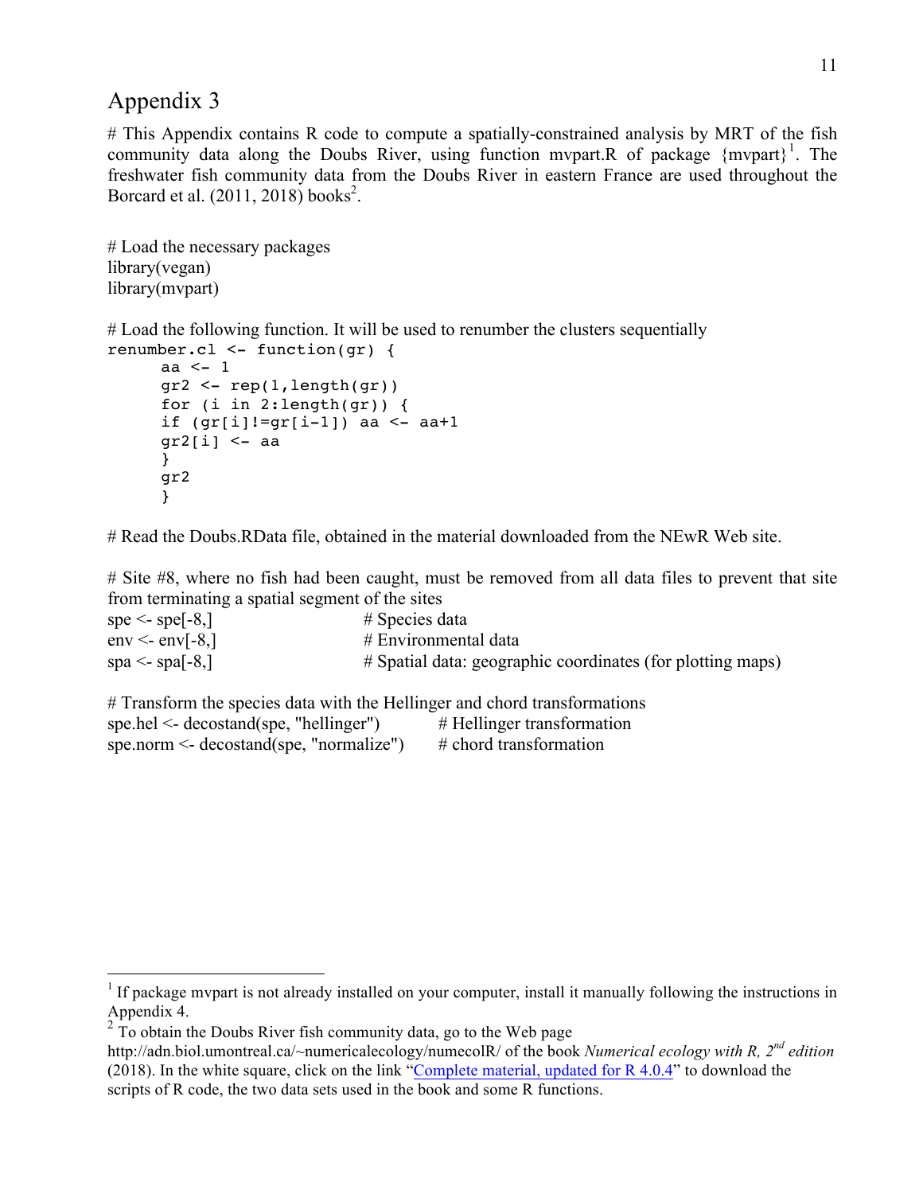# Appendix 3

# This Appendix contains R code to compute a spatially-constrained analysis by MRT of the fish community data along the Doubs River, using function mvpart.R of package {mvpart}[1]. The freshwater fish community data from the Doubs River in eastern France are used throughout the Borcard et al. (2011, 2018) books[2].

# Load the necessary packages
library(vegan)
library(mvpart)

# Load the following function. It will be used to renumber the clusters sequentially

```
renumber.cl <- function(gr) {
      aa <- 1
      gr2 <- rep(1,length(gr))
      for (i in 2:length(gr)) {
      if (gr[i]!=gr[i-1]) aa <- aa+1
      gr2[i] <- aa
      }
      gr2
      }
```

# Read the Doubs.RData file, obtained in the material downloaded from the NEwR Web site.

# Site #8, where no fish had been caught, must be removed from all data files to prevent that site from terminating a spatial segment of the sites

```
spe <- spe[-8,]          # Species data
env <- env[-8,]          # Environmental data
spa <- spa[-8,]          # Spatial data: geographic coordinates (for plotting maps)
```

# Transform the species data with the Hellinger and chord transformations

```
spe.hel <- decostand(spe, "hellinger")      # Hellinger transformation
spe.norm <- decostand(spe, "normalize")     # chord transformation
```

---

[1] If package mvpart is not already installed on your computer, install it manually following the instructions in Appendix 4.

[2] To obtain the Doubs River fish community data, go to the Web page http://adn.biol.umontreal.ca/~numericalecology/numecolR/ of the book *Numerical ecology with R, 2nd edition* (2018). In the white square, click on the link "Complete material, updated for R 4.0.4" to download the scripts of R code, the two data sets used in the book and some R functions.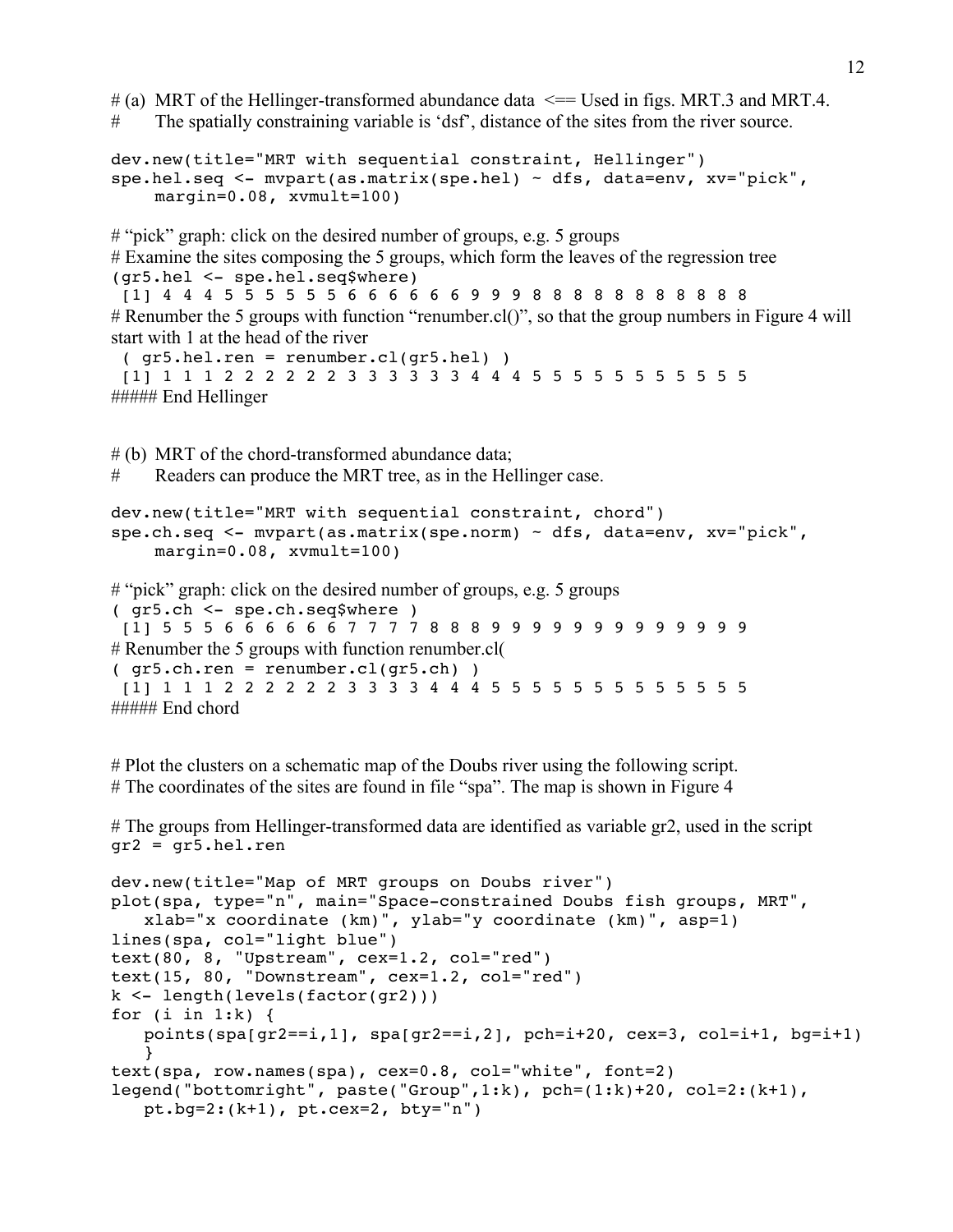# (a) MRT of the Hellinger-transformed abundance data <== Used in figs. MRT.3 and MRT.4.
# The spatially constraining variable is 'dsf', distance of the sites from the river source.

```
dev.new(title="MRT with sequential constraint, Hellinger")
spe.hel.seq <- mvpart(as.matrix(spe.hel) ~ dfs, data=env, xv="pick",
    margin=0.08, xvmult=100)
```

# "pick" graph: click on the desired number of groups, e.g. 5 groups
# Examine the sites composing the 5 groups, which form the leaves of the regression tree

```
(gr5.hel <- spe.hel.seq$where)
 [1] 4 4 4 5 5 5 5 5 5 6 6 6 6 6 6 9 9 9 8 8 8 8 8 8 8 8 8 8 8
```

# Renumber the 5 groups with function "renumber.cl()", so that the group numbers in Figure 4 will start with 1 at the head of the river

```
 ( gr5.hel.ren = renumber.cl(gr5.hel) )
 [1] 1 1 1 2 2 2 2 2 2 3 3 3 3 3 3 4 4 4 5 5 5 5 5 5 5 5 5 5 5
```

##### End Hellinger

# (b) MRT of the chord-transformed abundance data;
# Readers can produce the MRT tree, as in the Hellinger case.

```
dev.new(title="MRT with sequential constraint, chord")
spe.ch.seq <- mvpart(as.matrix(spe.norm) ~ dfs, data=env, xv="pick",
    margin=0.08, xvmult=100)
```

# "pick" graph: click on the desired number of groups, e.g. 5 groups

```
( gr5.ch <- spe.ch.seq$where )
 [1] 5 5 5 6 6 6 6 6 6 7 7 7 7 8 8 8 9 9 9 9 9 9 9 9 9 9 9 9 9
```

# Renumber the 5 groups with function renumber.cl(

```
( gr5.ch.ren = renumber.cl(gr5.ch) )
 [1] 1 1 1 2 2 2 2 2 2 3 3 3 3 4 4 4 5 5 5 5 5 5 5 5 5 5 5 5 5
```

##### End chord

# Plot the clusters on a schematic map of the Doubs river using the following script.
# The coordinates of the sites are found in file "spa". The map is shown in Figure 4

# The groups from Hellinger-transformed data are identified as variable gr2, used in the script

```
gr2 = gr5.hel.ren

dev.new(title="Map of MRT groups on Doubs river")
plot(spa, type="n", main="Space-constrained Doubs fish groups, MRT",
   xlab="x coordinate (km)", ylab="y coordinate (km)", asp=1)
lines(spa, col="light blue")
text(80, 8, "Upstream", cex=1.2, col="red")
text(15, 80, "Downstream", cex=1.2, col="red")
k <- length(levels(factor(gr2)))
for (i in 1:k) {
   points(spa[gr2==i,1], spa[gr2==i,2], pch=i+20, cex=3, col=i+1, bg=i+1)
   }
text(spa, row.names(spa), cex=0.8, col="white", font=2)
legend("bottomright", paste("Group",1:k), pch=(1:k)+20, col=2:(k+1),
   pt.bg=2:(k+1), pt.cex=2, bty="n")
```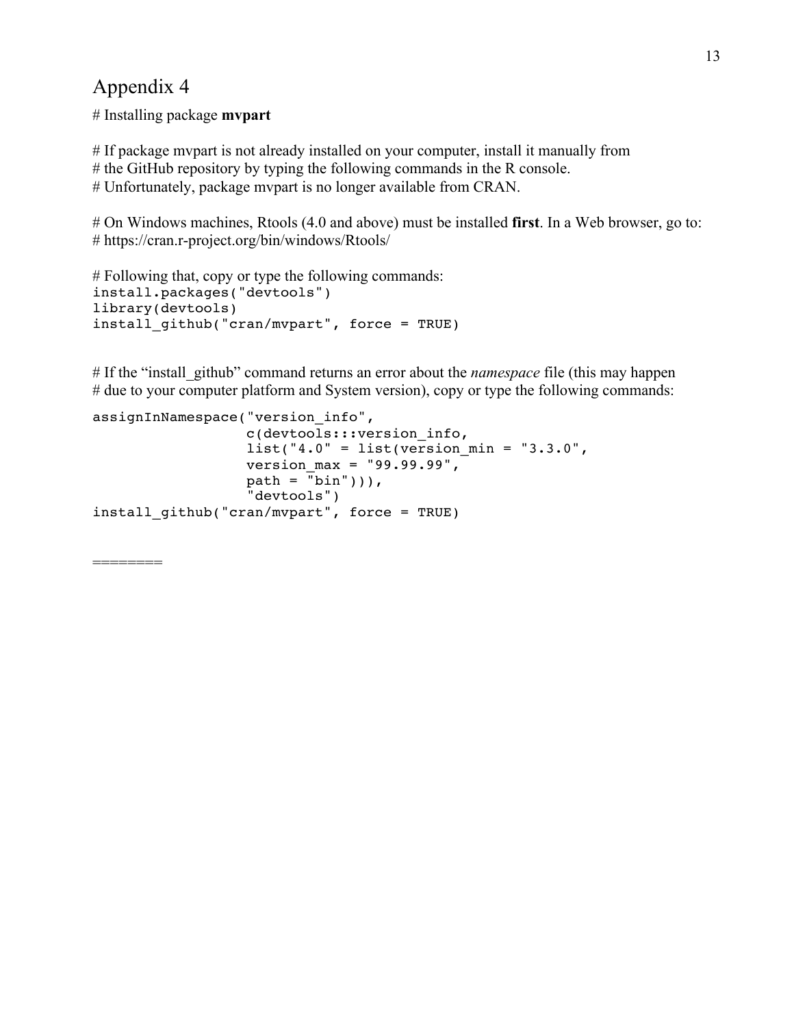# Appendix 4

# Installing package **mvpart**

# If package mvpart is not already installed on your computer, install it manually from
# the GitHub repository by typing the following commands in the R console.
# Unfortunately, package mvpart is no longer available from CRAN.

# On Windows machines, Rtools (4.0 and above) must be installed **first**. In a Web browser, go to:
# https://cran.r-project.org/bin/windows/Rtools/

# Following that, copy or type the following commands:

```
install.packages("devtools")
library(devtools)
install_github("cran/mvpart", force = TRUE)
```

# If the "install_github" command returns an error about the *namespace* file (this may happen
# due to your computer platform and System version), copy or type the following commands:

```
assignInNamespace("version_info",
                  c(devtools:::version_info,
                  list("4.0" = list(version_min = "3.3.0",
                  version_max = "99.99.99",
                  path = "bin"))),
                  "devtools")
install_github("cran/mvpart", force = TRUE)
```

========